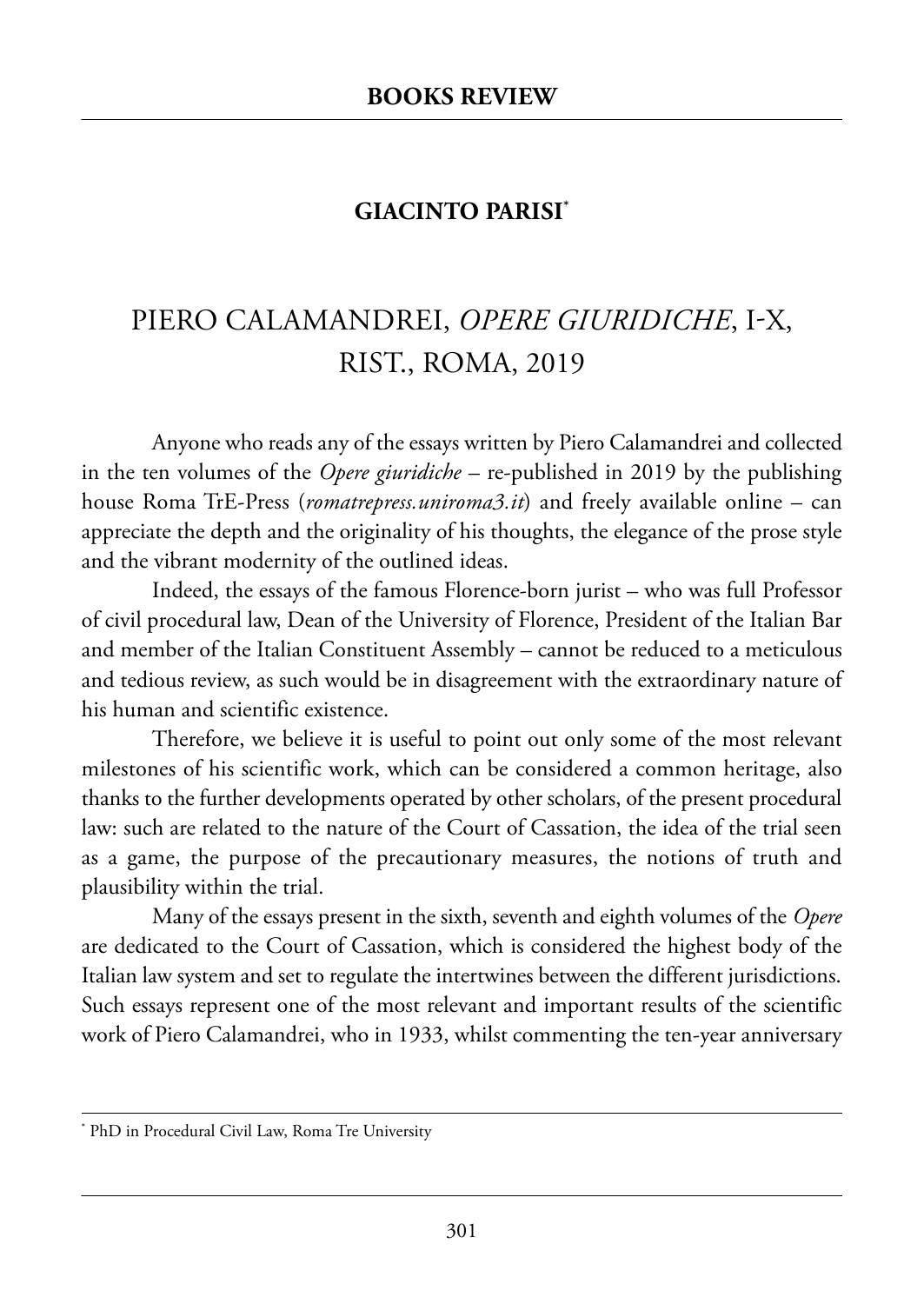**BOOKS REVIEW**

**GIACINTO PARISI***

# PIERO CALAMANDREI, *OPERE GIURIDICHE*, I-X, RIST., ROMA, 2019

Anyone who reads any of the essays written by Piero Calamandrei and collected in the ten volumes of the *Opere giuridiche* – re-published in 2019 by the publishing house Roma TrE-Press (*romatrepress.uniroma3.it*) and freely available online – can appreciate the depth and the originality of his thoughts, the elegance of the prose style and the vibrant modernity of the outlined ideas.

Indeed, the essays of the famous Florence-born jurist – who was full Professor of civil procedural law, Dean of the University of Florence, President of the Italian Bar and member of the Italian Constituent Assembly – cannot be reduced to a meticulous and tedious review, as such would be in disagreement with the extraordinary nature of his human and scientific existence.

Therefore, we believe it is useful to point out only some of the most relevant milestones of his scientific work, which can be considered a common heritage, also thanks to the further developments operated by other scholars, of the present procedural law: such are related to the nature of the Court of Cassation, the idea of the trial seen as a game, the purpose of the precautionary measures, the notions of truth and plausibility within the trial.

Many of the essays present in the sixth, seventh and eighth volumes of the *Opere* are dedicated to the Court of Cassation, which is considered the highest body of the Italian law system and set to regulate the intertwines between the different jurisdictions. Such essays represent one of the most relevant and important results of the scientific work of Piero Calamandrei, who in 1933, whilst commenting the ten-year anniversary

---

\* PhD in Procedural Civil Law, Roma Tre University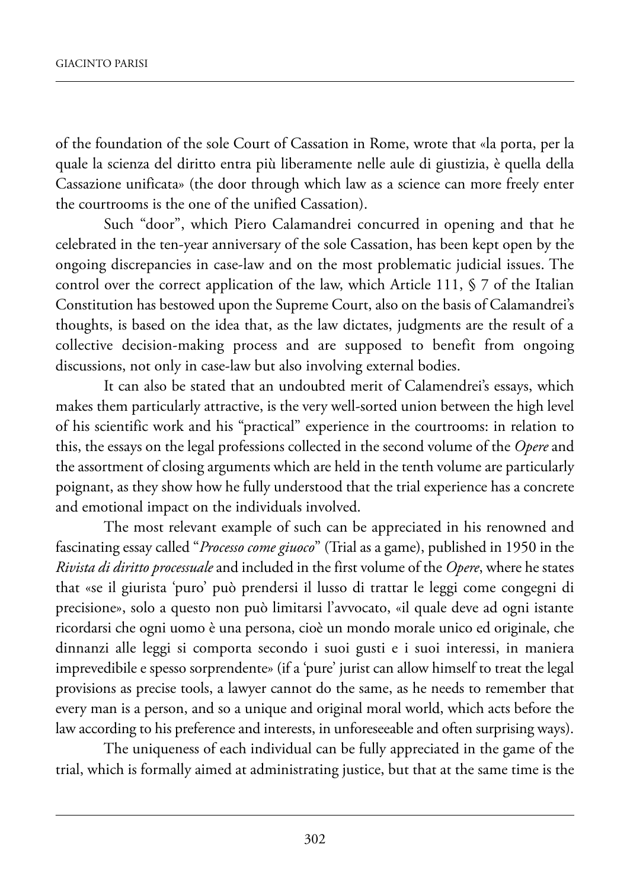of the foundation of the sole Court of Cassation in Rome, wrote that «la porta, per la quale la scienza del diritto entra più liberamente nelle aule di giustizia, è quella della Cassazione unificata» (the door through which law as a science can more freely enter the courtrooms is the one of the unified Cassation).

Such "door", which Piero Calamandrei concurred in opening and that he celebrated in the ten-year anniversary of the sole Cassation, has been kept open by the ongoing discrepancies in case-law and on the most problematic judicial issues. The control over the correct application of the law, which Article 111, § 7 of the Italian Constitution has bestowed upon the Supreme Court, also on the basis of Calamandrei's thoughts, is based on the idea that, as the law dictates, judgments are the result of a collective decision-making process and are supposed to benefit from ongoing discussions, not only in case-law but also involving external bodies.

It can also be stated that an undoubted merit of Calamendrei's essays, which makes them particularly attractive, is the very well-sorted union between the high level of his scientific work and his "practical" experience in the courtrooms: in relation to this, the essays on the legal professions collected in the second volume of the *Opere* and the assortment of closing arguments which are held in the tenth volume are particularly poignant, as they show how he fully understood that the trial experience has a concrete and emotional impact on the individuals involved.

The most relevant example of such can be appreciated in his renowned and fascinating essay called "*Processo come giuoco*" (Trial as a game), published in 1950 in the *Rivista di diritto processuale* and included in the first volume of the *Opere*, where he states that «se il giurista 'puro' può prendersi il lusso di trattar le leggi come congegni di precisione», solo a questo non può limitarsi l'avvocato, «il quale deve ad ogni istante ricordarsi che ogni uomo è una persona, cioè un mondo morale unico ed originale, che dinnanzi alle leggi si comporta secondo i suoi gusti e i suoi interessi, in maniera imprevedibile e spesso sorprendente» (if a 'pure' jurist can allow himself to treat the legal provisions as precise tools, a lawyer cannot do the same, as he needs to remember that every man is a person, and so a unique and original moral world, which acts before the law according to his preference and interests, in unforeseeable and often surprising ways).

The uniqueness of each individual can be fully appreciated in the game of the trial, which is formally aimed at administrating justice, but that at the same time is the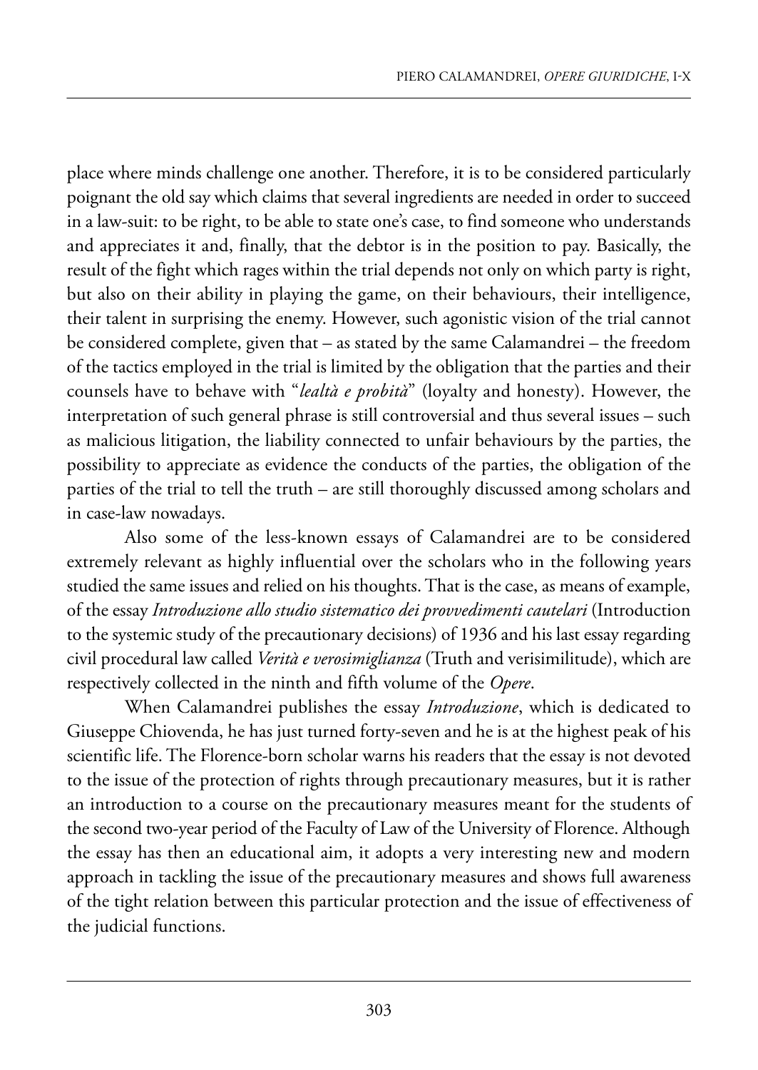place where minds challenge one another. Therefore, it is to be considered particularly poignant the old say which claims that several ingredients are needed in order to succeed in a law-suit: to be right, to be able to state one's case, to find someone who understands and appreciates it and, finally, that the debtor is in the position to pay. Basically, the result of the fight which rages within the trial depends not only on which party is right, but also on their ability in playing the game, on their behaviours, their intelligence, their talent in surprising the enemy. However, such agonistic vision of the trial cannot be considered complete, given that – as stated by the same Calamandrei – the freedom of the tactics employed in the trial is limited by the obligation that the parties and their counsels have to behave with "*lealtà e probità*" (loyalty and honesty). However, the interpretation of such general phrase is still controversial and thus several issues – such as malicious litigation, the liability connected to unfair behaviours by the parties, the possibility to appreciate as evidence the conducts of the parties, the obligation of the parties of the trial to tell the truth – are still thoroughly discussed among scholars and in case-law nowadays.

Also some of the less-known essays of Calamandrei are to be considered extremely relevant as highly influential over the scholars who in the following years studied the same issues and relied on his thoughts. That is the case, as means of example, of the essay *Introduzione allo studio sistematico dei provvedimenti cautelari* (Introduction to the systemic study of the precautionary decisions) of 1936 and his last essay regarding civil procedural law called *Verità e verosimiglianza* (Truth and verisimilitude), which are respectively collected in the ninth and fifth volume of the *Opere*.

When Calamandrei publishes the essay *Introduzione*, which is dedicated to Giuseppe Chiovenda, he has just turned forty-seven and he is at the highest peak of his scientific life. The Florence-born scholar warns his readers that the essay is not devoted to the issue of the protection of rights through precautionary measures, but it is rather an introduction to a course on the precautionary measures meant for the students of the second two-year period of the Faculty of Law of the University of Florence. Although the essay has then an educational aim, it adopts a very interesting new and modern approach in tackling the issue of the precautionary measures and shows full awareness of the tight relation between this particular protection and the issue of effectiveness of the judicial functions.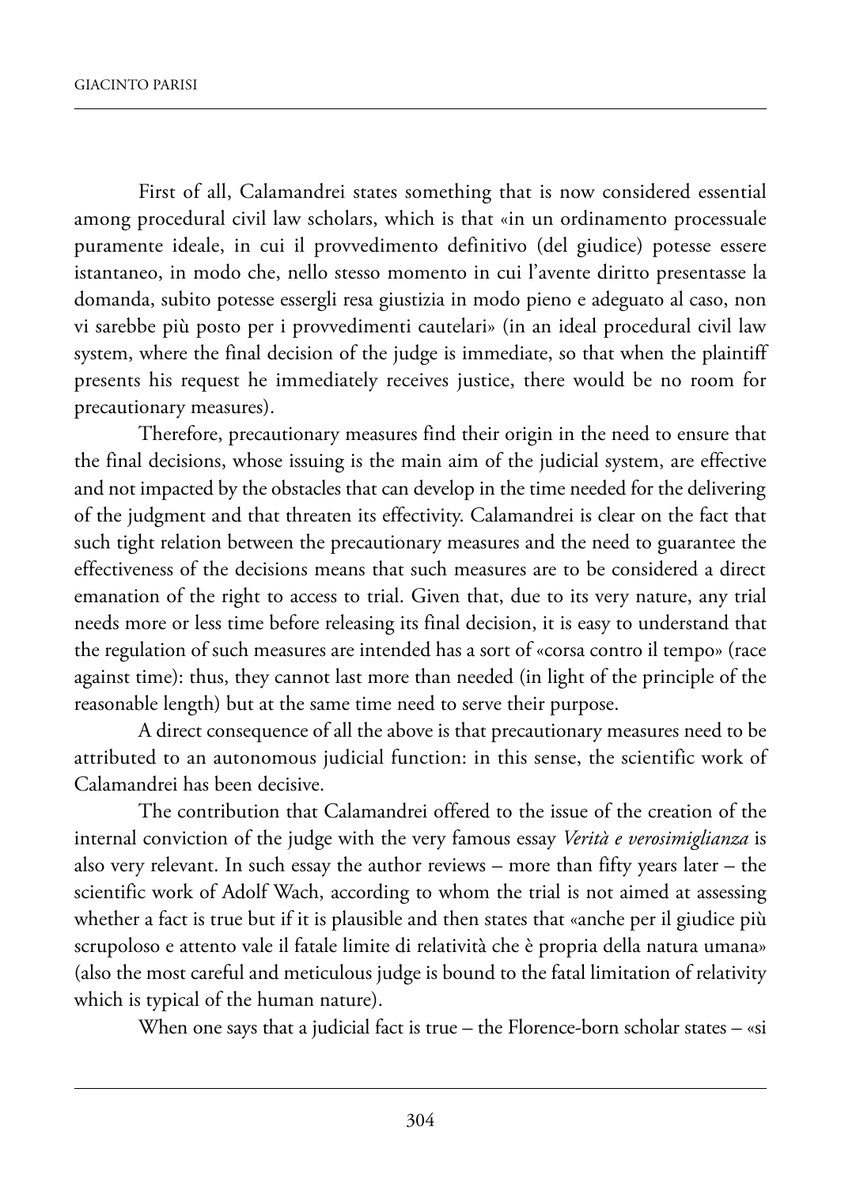First of all, Calamandrei states something that is now considered essential among procedural civil law scholars, which is that «in un ordinamento processuale puramente ideale, in cui il provvedimento definitivo (del giudice) potesse essere istantaneo, in modo che, nello stesso momento in cui l'avente diritto presentasse la domanda, subito potesse essergli resa giustizia in modo pieno e adeguato al caso, non vi sarebbe più posto per i provvedimenti cautelari» (in an ideal procedural civil law system, where the final decision of the judge is immediate, so that when the plaintiff presents his request he immediately receives justice, there would be no room for precautionary measures).

Therefore, precautionary measures find their origin in the need to ensure that the final decisions, whose issuing is the main aim of the judicial system, are effective and not impacted by the obstacles that can develop in the time needed for the delivering of the judgment and that threaten its effectivity. Calamandrei is clear on the fact that such tight relation between the precautionary measures and the need to guarantee the effectiveness of the decisions means that such measures are to be considered a direct emanation of the right to access to trial. Given that, due to its very nature, any trial needs more or less time before releasing its final decision, it is easy to understand that the regulation of such measures are intended has a sort of «corsa contro il tempo» (race against time): thus, they cannot last more than needed (in light of the principle of the reasonable length) but at the same time need to serve their purpose.

A direct consequence of all the above is that precautionary measures need to be attributed to an autonomous judicial function: in this sense, the scientific work of Calamandrei has been decisive.

The contribution that Calamandrei offered to the issue of the creation of the internal conviction of the judge with the very famous essay *Verità e verosimiglianza* is also very relevant. In such essay the author reviews – more than fifty years later – the scientific work of Adolf Wach, according to whom the trial is not aimed at assessing whether a fact is true but if it is plausible and then states that «anche per il giudice più scrupoloso e attento vale il fatale limite di relatività che è propria della natura umana» (also the most careful and meticulous judge is bound to the fatal limitation of relativity which is typical of the human nature).

When one says that a judicial fact is true – the Florence-born scholar states – «si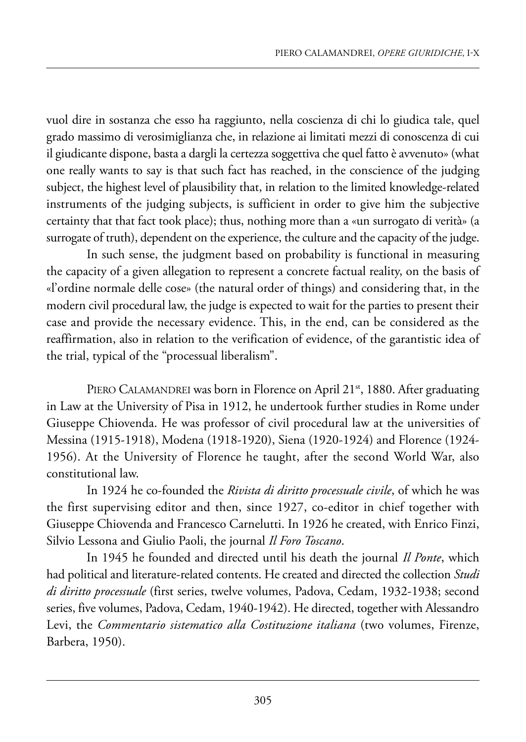vuol dire in sostanza che esso ha raggiunto, nella coscienza di chi lo giudica tale, quel grado massimo di verosimiglianza che, in relazione ai limitati mezzi di conoscenza di cui il giudicante dispone, basta a dargli la certezza soggettiva che quel fatto è avvenuto» (what one really wants to say is that such fact has reached, in the conscience of the judging subject, the highest level of plausibility that, in relation to the limited knowledge-related instruments of the judging subjects, is sufficient in order to give him the subjective certainty that that fact took place); thus, nothing more than a «un surrogato di verità» (a surrogate of truth), dependent on the experience, the culture and the capacity of the judge.

In such sense, the judgment based on probability is functional in measuring the capacity of a given allegation to represent a concrete factual reality, on the basis of «l'ordine normale delle cose» (the natural order of things) and considering that, in the modern civil procedural law, the judge is expected to wait for the parties to present their case and provide the necessary evidence. This, in the end, can be considered as the reaffirmation, also in relation to the verification of evidence, of the garantistic idea of the trial, typical of the "processual liberalism".

PIERO CALAMANDREI was born in Florence on April 21st, 1880. After graduating in Law at the University of Pisa in 1912, he undertook further studies in Rome under Giuseppe Chiovenda. He was professor of civil procedural law at the universities of Messina (1915-1918), Modena (1918-1920), Siena (1920-1924) and Florence (1924-1956). At the University of Florence he taught, after the second World War, also constitutional law.

In 1924 he co-founded the *Rivista di diritto processuale civile*, of which he was the first supervising editor and then, since 1927, co-editor in chief together with Giuseppe Chiovenda and Francesco Carnelutti. In 1926 he created, with Enrico Finzi, Silvio Lessona and Giulio Paoli, the journal *Il Foro Toscano*.

In 1945 he founded and directed until his death the journal *Il Ponte*, which had political and literature-related contents. He created and directed the collection *Studi di diritto processuale* (first series, twelve volumes, Padova, Cedam, 1932-1938; second series, five volumes, Padova, Cedam, 1940-1942). He directed, together with Alessandro Levi, the *Commentario sistematico alla Costituzione italiana* (two volumes, Firenze, Barbera, 1950).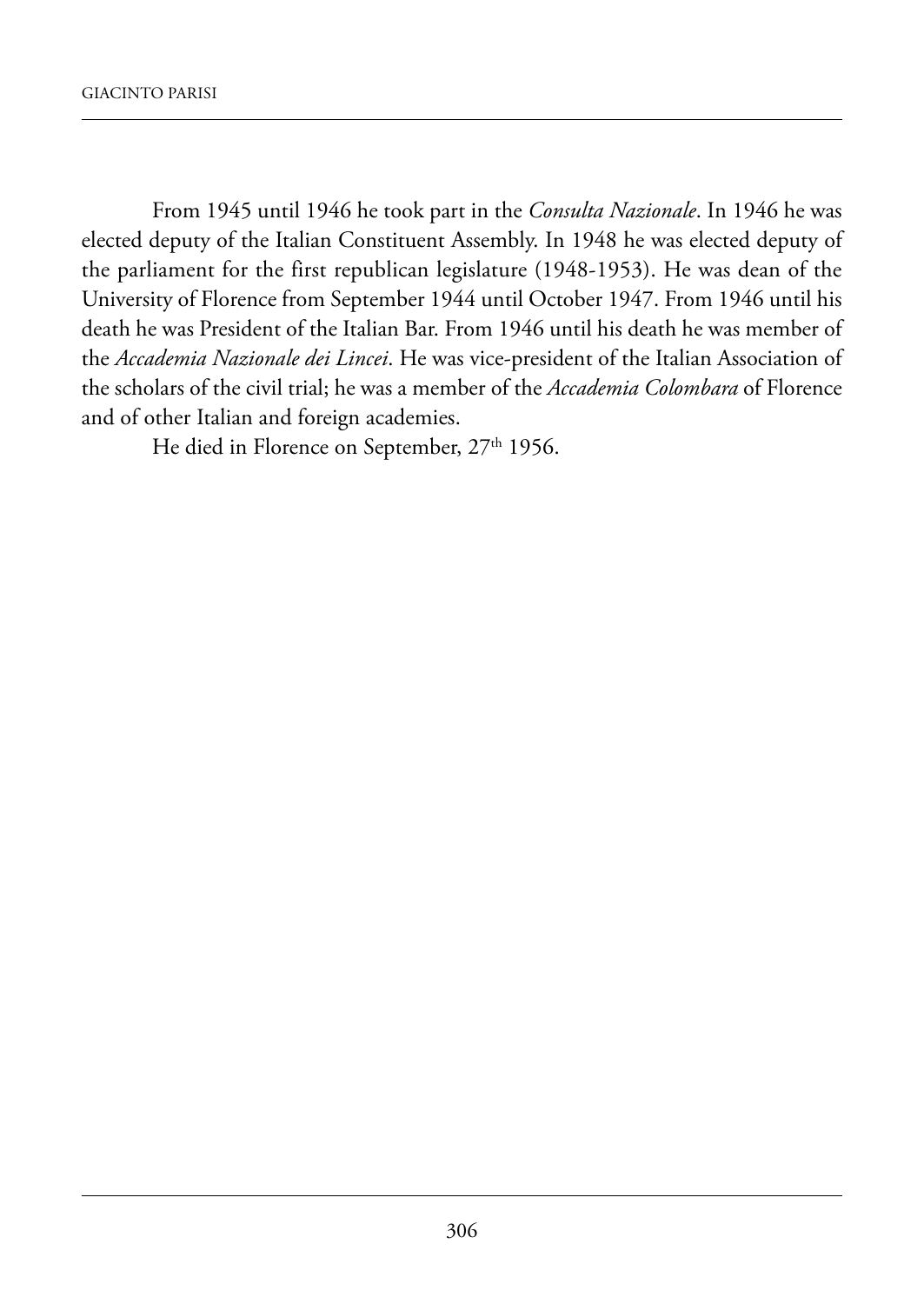From 1945 until 1946 he took part in the *Consulta Nazionale*. In 1946 he was elected deputy of the Italian Constituent Assembly. In 1948 he was elected deputy of the parliament for the first republican legislature (1948-1953). He was dean of the University of Florence from September 1944 until October 1947. From 1946 until his death he was President of the Italian Bar. From 1946 until his death he was member of the *Accademia Nazionale dei Lincei*. He was vice-president of the Italian Association of the scholars of the civil trial; he was a member of the *Accademia Colombara* of Florence and of other Italian and foreign academies.

He died in Florence on September, 27th 1956.